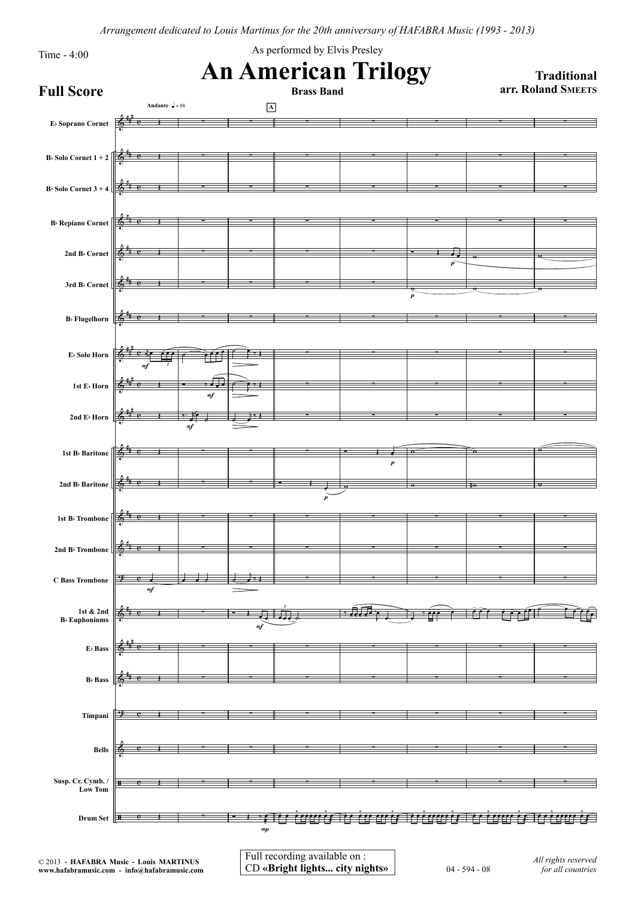*Arrangement dedicated to Louis Martinus for the 20th anniversary of HAFABRA Music (1993 - 2013)*

Time - 4:00

As performed by Elvis Presley

# An American Trilogy

**Brass Band**

**Traditional**
**arr. Roland SMEETS**

## Full Score

Andante ♩ = 88

A

E♭ Soprano Cornet
B♭ Solo Cornet 1 + 2
B♭ Solo Cornet 3 + 4
B♭ Repiano Cornet
2nd B♭ Cornet
3rd B♭ Cornet
B♭ Flugelhorn
E♭ Solo Horn
1st E♭ Horn
2nd E♭ Horn
1st B♭ Baritone
2nd B♭ Baritone
1st B♭ Trombone
2nd B♭ Trombone
C Bass Trombone
1st & 2nd B♭ Euphoniums
E♭ Bass
B♭ Bass
Timpani
Bells
Susp. Cr. Cymb. / Low Tom
Drum Set

© 2013 - **HAFABRA Music - Louis MARTINUS**
**www.hafabramusic.com - info@hafabramusic.com**

Full recording available on :
CD **«Bright lights... city nights»**

04 - 594 - 08

*All rights reserved for all countries*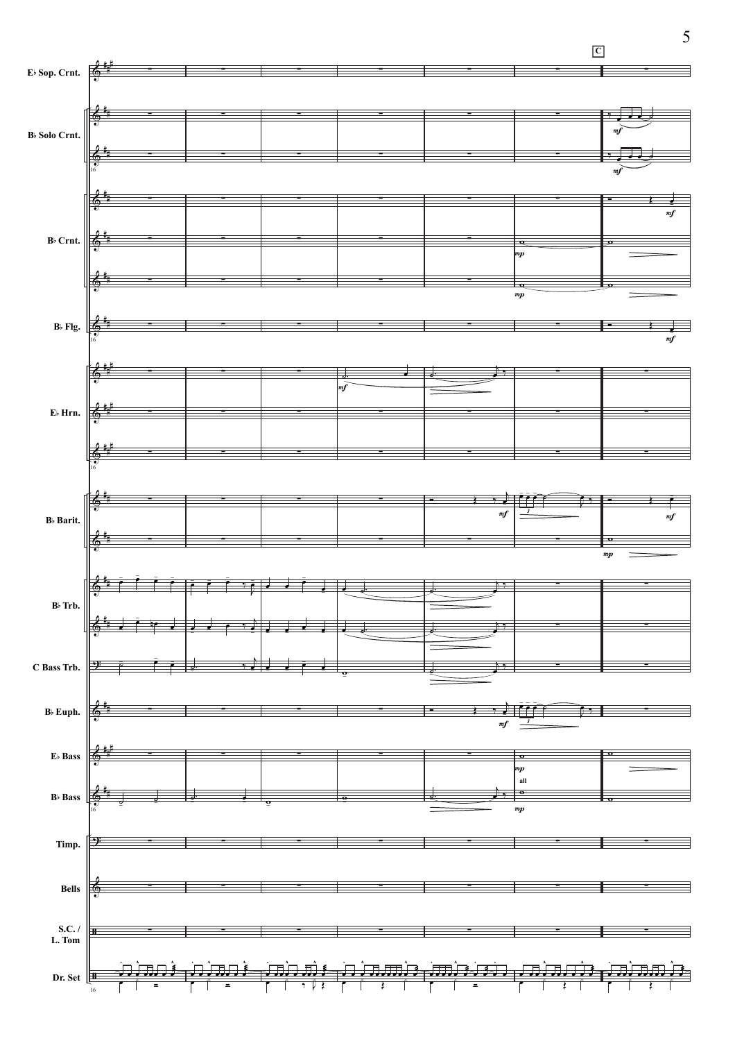C

E♭ Sop. Crnt.

B♭ Solo Crnt.

B♭ Crnt.

B♭ Flg.

E♭ Hrn.

B♭ Barit.

B♭ Trb.

C Bass Trb.

B♭ Euph.

E♭ Bass

B♭ Bass

Timp.

Bells

S.C. / L. Tom

Dr. Set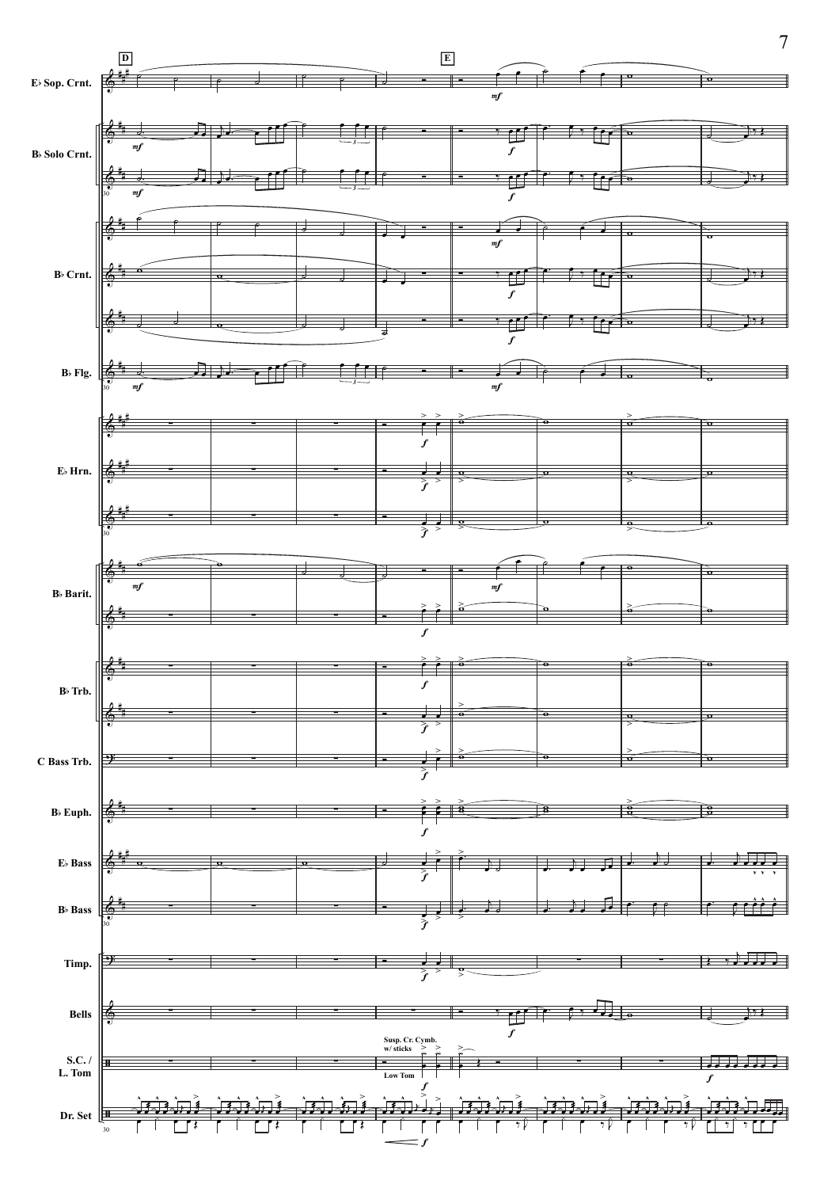**D**

**E**

E♭ Sop. Crnt.

B♭ Solo Crnt.

B♭ Crnt.

B♭ Flg.

E♭ Hrn.

B♭ Barit.

B♭ Trb.

C Bass Trb.

B♭ Euph.

E♭ Bass

B♭ Bass

Timp.

Bells

S.C. / L. Tom

Susp. Cr. Cymb. w/ sticks

Low Tom

Dr. Set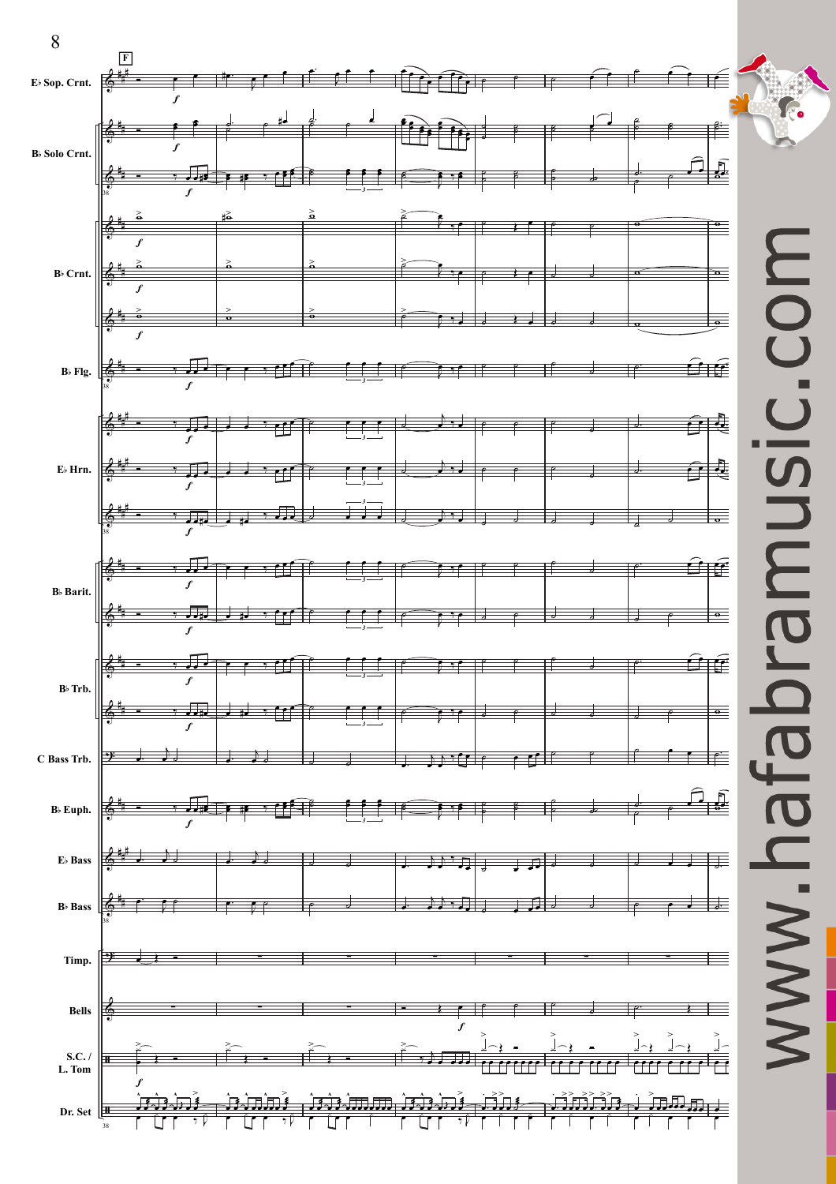F

E♭ Sop. Crnt.

B♭ Solo Crnt.

B♭ Crnt.

B♭ Flg.

E♭ Hrn.

B♭ Barit.

B♭ Trb.

C Bass Trb.

B♭ Euph.

E♭ Bass

B♭ Bass

Timp.

Bells

S.C. / L. Tom

Dr. Set

www.hafabramusic.com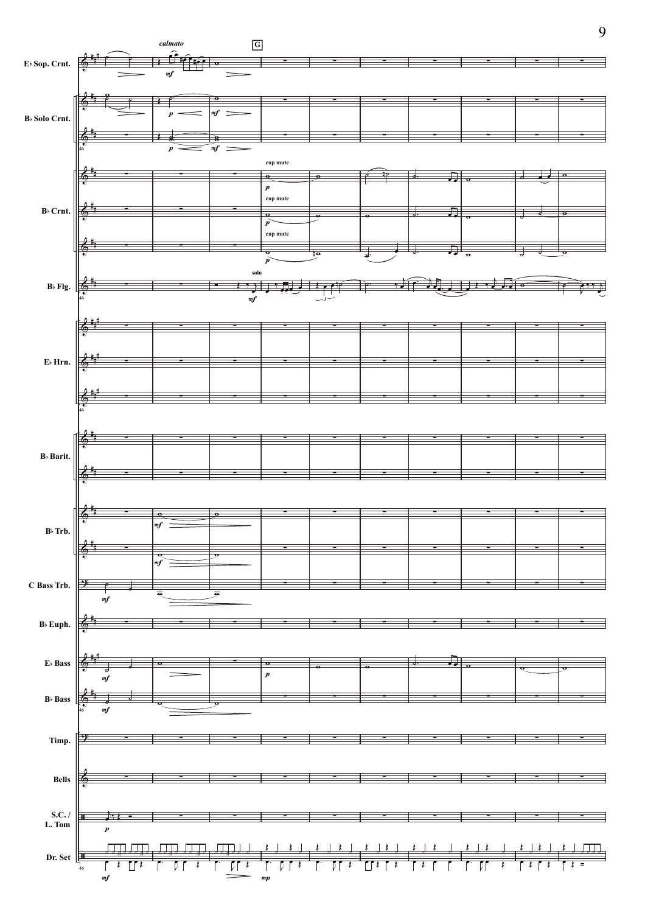E♭ Sop. Crnt.

*calmato*

**G**

B♭ Solo Crnt.

B♭ Crnt.

cup mute

cup mute

cup mute

B♭ Flg.

solo

E♭ Hrn.

B♭ Barit.

B♭ Trb.

C Bass Trb.

B♭ Euph.

E♭ Bass

B♭ Bass

Timp.

Bells

S.C. / L. Tom

Dr. Set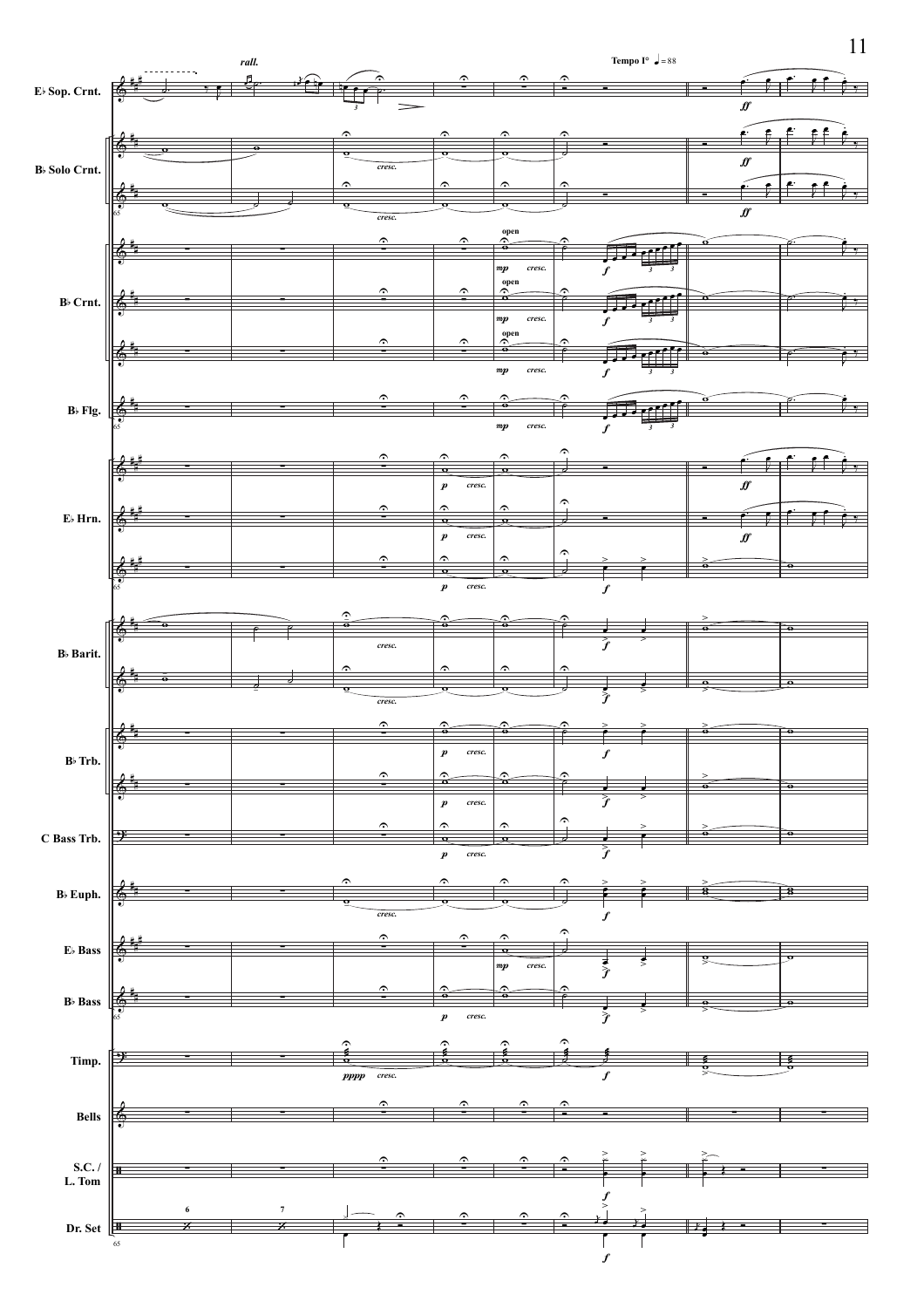rall.

Tempo I° ♩ = 88

E♭ Sop. Crnt.

B♭ Solo Crnt.

B♭ Crnt.

B♭ Flg.

E♭ Hrn.

B♭ Barit.

B♭ Trb.

C Bass Trb.

B♭ Euph.

E♭ Bass

B♭ Bass

Timp.

Bells

S.C. / L. Tom

Dr. Set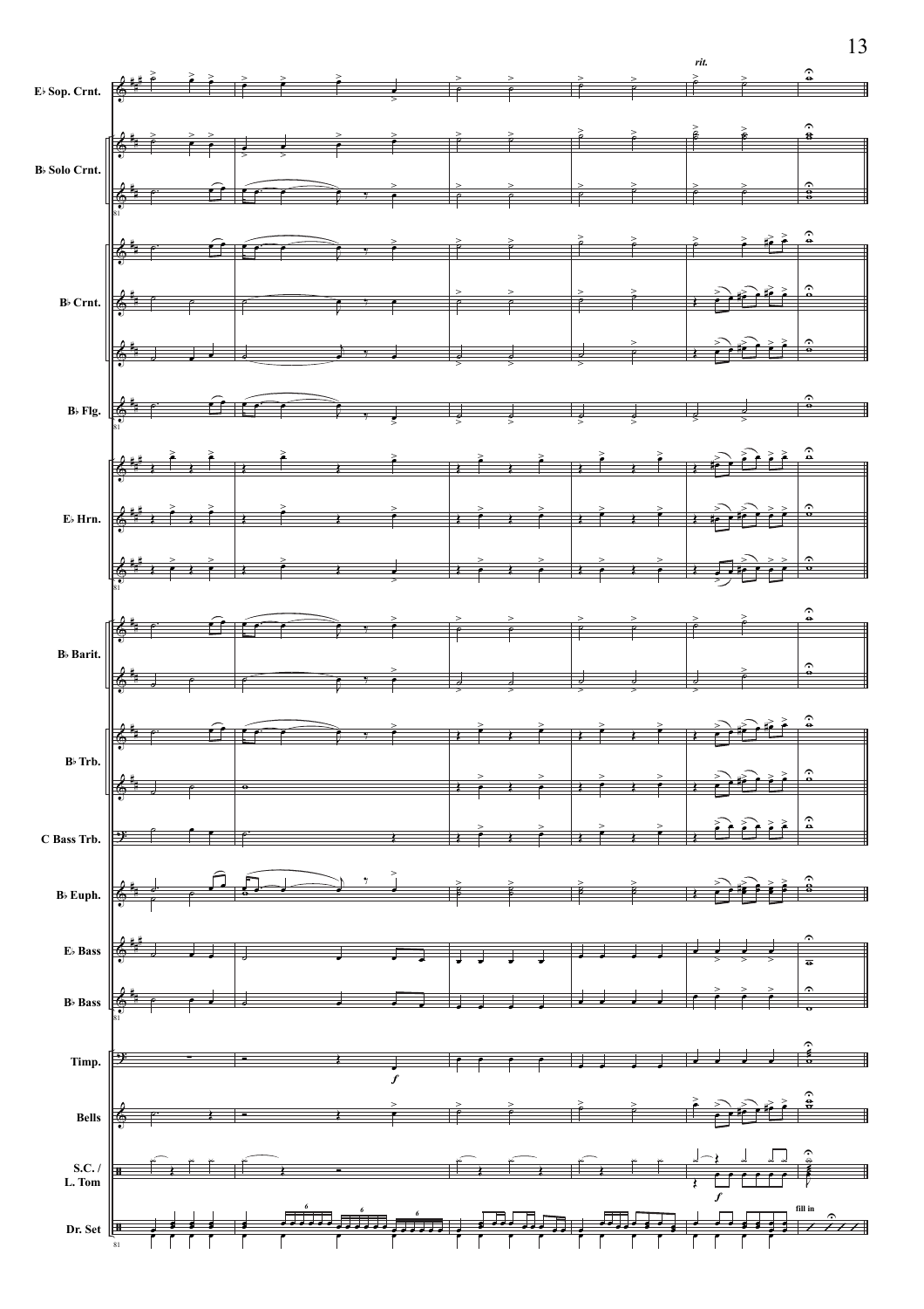rit.

E♭ Sop. Crnt.

B♭ Solo Crnt.

B♭ Crnt.

B♭ Flg.

E♭ Hrn.

B♭ Barit.

B♭ Trb.

C Bass Trb.

B♭ Euph.

E♭ Bass

B♭ Bass

Timp.

Bells

S.C. / L. Tom

Dr. Set

fill in